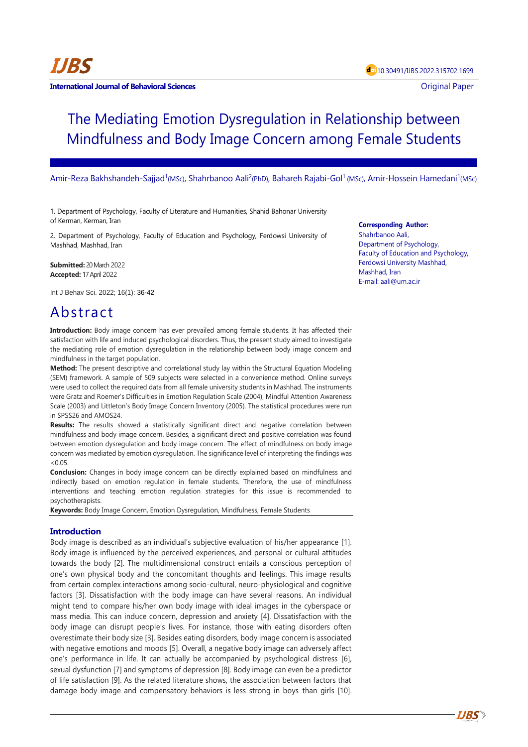IJBS

**International Journal of Behavioral Sciences**

10.30491/IJBS.2022.315702.1699

Original Paper

# The Mediating Emotion Dysregulation in Relationship between Mindfulness and Body Image Concern among Female Students

Amir-Reza Bakhshandeh-Sajjad[1](MSc), Shahrbanoo Aali[2](PhD), Bahareh Rajabi-Gol[1] (MSc), Amir-Hossein Hamedani[1](MSc)

1. Department of Psychology, Faculty of Literature and Humanities, Shahid Bahonar University of Kerman, Kerman, Iran

2. Department of Psychology, Faculty of Education and Psychology, Ferdowsi University of Mashhad, Mashhad, Iran

**Submitted:** 20 March 2022
**Accepted:** 17 April 2022

Int J Behav Sci. 2022; 16(1): 36-42

**Corresponding Author:**
Shahrbanoo Aali,
Department of Psychology,
Faculty of Education and Psychology,
Ferdowsi University Mashhad,
Mashhad, Iran
E-mail: aali@um.ac.ir

## Abstract

**Introduction:** Body image concern has ever prevailed among female students. It has affected their satisfaction with life and induced psychological disorders. Thus, the present study aimed to investigate the mediating role of emotion dysregulation in the relationship between body image concern and mindfulness in the target population.

**Method:** The present descriptive and correlational study lay within the Structural Equation Modeling (SEM) framework. A sample of 509 subjects were selected in a convenience method. Online surveys were used to collect the required data from all female university students in Mashhad. The instruments were Gratz and Roemer's Difficulties in Emotion Regulation Scale (2004), Mindful Attention Awareness Scale (2003) and Littleton's Body Image Concern Inventory (2005). The statistical procedures were run in SPSS26 and AMOS24.

**Results:** The results showed a statistically significant direct and negative correlation between mindfulness and body image concern. Besides, a significant direct and positive correlation was found between emotion dysregulation and body image concern. The effect of mindfulness on body image concern was mediated by emotion dysregulation. The significance level of interpreting the findings was <0.05.

**Conclusion:** Changes in body image concern can be directly explained based on mindfulness and indirectly based on emotion regulation in female students. Therefore, the use of mindfulness interventions and teaching emotion regulation strategies for this issue is recommended to psychotherapists.

**Keywords:** Body Image Concern, Emotion Dysregulation, Mindfulness, Female Students

## Introduction

Body image is described as an individual's subjective evaluation of his/her appearance [1]. Body image is influenced by the perceived experiences, and personal or cultural attitudes towards the body [2]. The multidimensional construct entails a conscious perception of one's own physical body and the concomitant thoughts and feelings. This image results from certain complex interactions among socio-cultural, neuro-physiological and cognitive factors [3]. Dissatisfaction with the body image can have several reasons. An individual might tend to compare his/her own body image with ideal images in the cyberspace or mass media. This can induce concern, depression and anxiety [4]. Dissatisfaction with the body image can disrupt people's lives. For instance, those with eating disorders often overestimate their body size [3]. Besides eating disorders, body image concern is associated with negative emotions and moods [5]. Overall, a negative body image can adversely affect one's performance in life. It can actually be accompanied by psychological distress [6], sexual dysfunction [7] and symptoms of depression [8]. Body image can even be a predictor of life satisfaction [9]. As the related literature shows, the association between factors that damage body image and compensatory behaviors is less strong in boys than girls [10].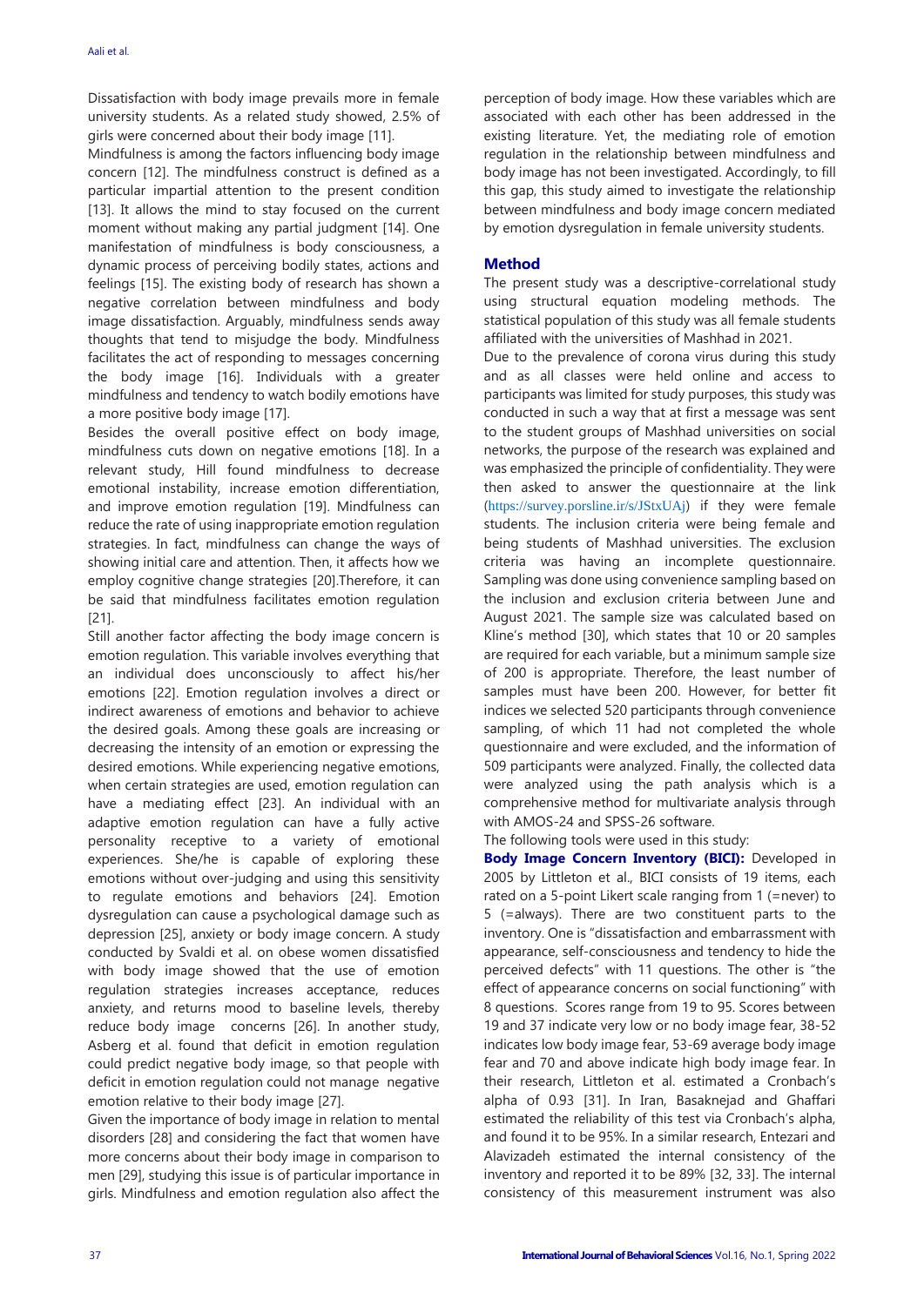Dissatisfaction with body image prevails more in female university students. As a related study showed, 2.5% of girls were concerned about their body image [11].

Mindfulness is among the factors influencing body image concern [12]. The mindfulness construct is defined as a particular impartial attention to the present condition [13]. It allows the mind to stay focused on the current moment without making any partial judgment [14]. One manifestation of mindfulness is body consciousness, a dynamic process of perceiving bodily states, actions and feelings [15]. The existing body of research has shown a negative correlation between mindfulness and body image dissatisfaction. Arguably, mindfulness sends away thoughts that tend to misjudge the body. Mindfulness facilitates the act of responding to messages concerning the body image [16]. Individuals with a greater mindfulness and tendency to watch bodily emotions have a more positive body image [17].

Besides the overall positive effect on body image, mindfulness cuts down on negative emotions [18]. In a relevant study, Hill found mindfulness to decrease emotional instability, increase emotion differentiation, and improve emotion regulation [19]. Mindfulness can reduce the rate of using inappropriate emotion regulation strategies. In fact, mindfulness can change the ways of showing initial care and attention. Then, it affects how we employ cognitive change strategies [20].Therefore, it can be said that mindfulness facilitates emotion regulation [21].

Still another factor affecting the body image concern is emotion regulation. This variable involves everything that an individual does unconsciously to affect his/her emotions [22]. Emotion regulation involves a direct or indirect awareness of emotions and behavior to achieve the desired goals. Among these goals are increasing or decreasing the intensity of an emotion or expressing the desired emotions. While experiencing negative emotions, when certain strategies are used, emotion regulation can have a mediating effect [23]. An individual with an adaptive emotion regulation can have a fully active personality receptive to a variety of emotional experiences. She/he is capable of exploring these emotions without over-judging and using this sensitivity to regulate emotions and behaviors [24]. Emotion dysregulation can cause a psychological damage such as depression [25], anxiety or body image concern. A study conducted by Svaldi et al. on obese women dissatisfied with body image showed that the use of emotion regulation strategies increases acceptance, reduces anxiety, and returns mood to baseline levels, thereby reduce body image concerns [26]. In another study, Asberg et al. found that deficit in emotion regulation could predict negative body image, so that people with deficit in emotion regulation could not manage negative emotion relative to their body image [27].

Given the importance of body image in relation to mental disorders [28] and considering the fact that women have more concerns about their body image in comparison to men [29], studying this issue is of particular importance in girls. Mindfulness and emotion regulation also affect the perception of body image. How these variables which are associated with each other has been addressed in the existing literature. Yet, the mediating role of emotion regulation in the relationship between mindfulness and body image has not been investigated. Accordingly, to fill this gap, this study aimed to investigate the relationship between mindfulness and body image concern mediated by emotion dysregulation in female university students.

## Method

The present study was a descriptive-correlational study using structural equation modeling methods. The statistical population of this study was all female students affiliated with the universities of Mashhad in 2021.

Due to the prevalence of corona virus during this study and as all classes were held online and access to participants was limited for study purposes, this study was conducted in such a way that at first a message was sent to the student groups of Mashhad universities on social networks, the purpose of the research was explained and was emphasized the principle of confidentiality. They were then asked to answer the questionnaire at the link (https://survey.porsline.ir/s/JStxUAj) if they were female students. The inclusion criteria were being female and being students of Mashhad universities. The exclusion criteria was having an incomplete questionnaire. Sampling was done using convenience sampling based on the inclusion and exclusion criteria between June and August 2021. The sample size was calculated based on Kline's method [30], which states that 10 or 20 samples are required for each variable, but a minimum sample size of 200 is appropriate. Therefore, the least number of samples must have been 200. However, for better fit indices we selected 520 participants through convenience sampling, of which 11 had not completed the whole questionnaire and were excluded, and the information of 509 participants were analyzed. Finally, the collected data were analyzed using the path analysis which is a comprehensive method for multivariate analysis through with AMOS-24 and SPSS-26 software.

The following tools were used in this study:

**Body Image Concern Inventory (BICI):** Developed in 2005 by Littleton et al., BICI consists of 19 items, each rated on a 5-point Likert scale ranging from 1 (=never) to 5 (=always). There are two constituent parts to the inventory. One is "dissatisfaction and embarrassment with appearance, self-consciousness and tendency to hide the perceived defects" with 11 questions. The other is "the effect of appearance concerns on social functioning" with 8 questions. Scores range from 19 to 95. Scores between 19 and 37 indicate very low or no body image fear, 38-52 indicates low body image fear, 53-69 average body image fear and 70 and above indicate high body image fear. In their research, Littleton et al. estimated a Cronbach's alpha of 0.93 [31]. In Iran, Basaknejad and Ghaffari estimated the reliability of this test via Cronbach's alpha, and found it to be 95%. In a similar research, Entezari and Alavizadeh estimated the internal consistency of the inventory and reported it to be 89% [32, 33]. The internal consistency of this measurement instrument was also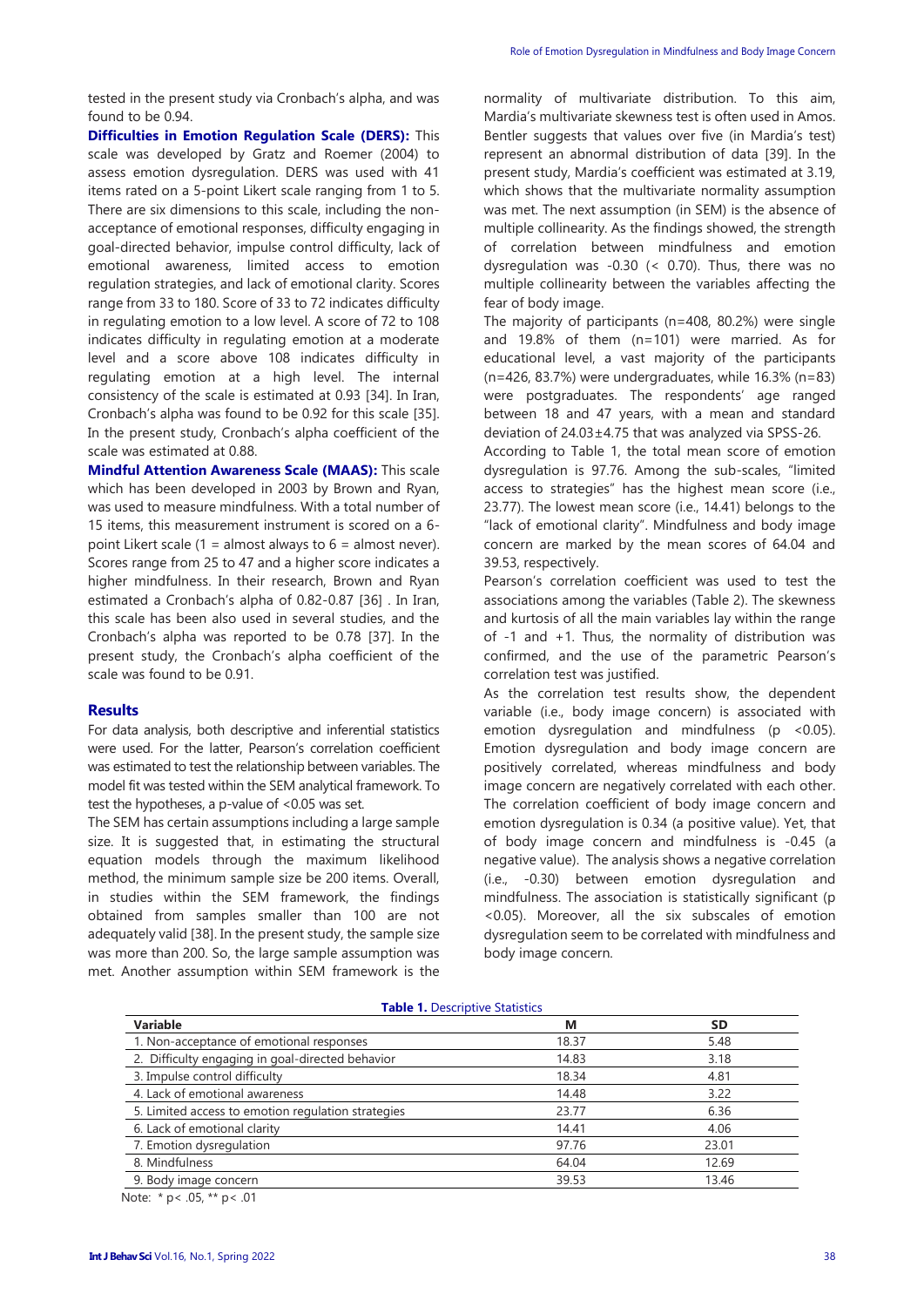tested in the present study via Cronbach's alpha, and was found to be 0.94.

**Difficulties in Emotion Regulation Scale (DERS):** This scale was developed by Gratz and Roemer (2004) to assess emotion dysregulation. DERS was used with 41 items rated on a 5-point Likert scale ranging from 1 to 5. There are six dimensions to this scale, including the non-acceptance of emotional responses, difficulty engaging in goal-directed behavior, impulse control difficulty, lack of emotional awareness, limited access to emotion regulation strategies, and lack of emotional clarity. Scores range from 33 to 180. Score of 33 to 72 indicates difficulty in regulating emotion to a low level. A score of 72 to 108 indicates difficulty in regulating emotion at a moderate level and a score above 108 indicates difficulty in regulating emotion at a high level. The internal consistency of the scale is estimated at 0.93 [34]. In Iran, Cronbach's alpha was found to be 0.92 for this scale [35]. In the present study, Cronbach's alpha coefficient of the scale was estimated at 0.88.

**Mindful Attention Awareness Scale (MAAS):** This scale which has been developed in 2003 by Brown and Ryan, was used to measure mindfulness. With a total number of 15 items, this measurement instrument is scored on a 6-point Likert scale (1 = almost always to 6 = almost never). Scores range from 25 to 47 and a higher score indicates a higher mindfulness. In their research, Brown and Ryan estimated a Cronbach's alpha of 0.82-0.87 [36] . In Iran, this scale has been also used in several studies, and the Cronbach's alpha was reported to be 0.78 [37]. In the present study, the Cronbach's alpha coefficient of the scale was found to be 0.91.

## Results

For data analysis, both descriptive and inferential statistics were used. For the latter, Pearson's correlation coefficient was estimated to test the relationship between variables. The model fit was tested within the SEM analytical framework. To test the hypotheses, a p-value of <0.05 was set.

The SEM has certain assumptions including a large sample size. It is suggested that, in estimating the structural equation models through the maximum likelihood method, the minimum sample size be 200 items. Overall, in studies within the SEM framework, the findings obtained from samples smaller than 100 are not adequately valid [38]. In the present study, the sample size was more than 200. So, the large sample assumption was met. Another assumption within SEM framework is the normality of multivariate distribution. To this aim, Mardia's multivariate skewness test is often used in Amos. Bentler suggests that values over five (in Mardia's test) represent an abnormal distribution of data [39]. In the present study, Mardia's coefficient was estimated at 3.19, which shows that the multivariate normality assumption was met. The next assumption (in SEM) is the absence of multiple collinearity. As the findings showed, the strength of correlation between mindfulness and emotion dysregulation was -0.30 (< 0.70). Thus, there was no multiple collinearity between the variables affecting the fear of body image.

The majority of participants (n=408, 80.2%) were single and 19.8% of them (n=101) were married. As for educational level, a vast majority of the participants (n=426, 83.7%) were undergraduates, while 16.3% (n=83) were postgraduates. The respondents' age ranged between 18 and 47 years, with a mean and standard deviation of 24.03±4.75 that was analyzed via SPSS-26.

According to Table 1, the total mean score of emotion dysregulation is 97.76. Among the sub-scales, "limited access to strategies" has the highest mean score (i.e., 23.77). The lowest mean score (i.e., 14.41) belongs to the "lack of emotional clarity". Mindfulness and body image concern are marked by the mean scores of 64.04 and 39.53, respectively.

Pearson's correlation coefficient was used to test the associations among the variables (Table 2). The skewness and kurtosis of all the main variables lay within the range of -1 and +1. Thus, the normality of distribution was confirmed, and the use of the parametric Pearson's correlation test was justified.

As the correlation test results show, the dependent variable (i.e., body image concern) is associated with emotion dysregulation and mindfulness (p <0.05). Emotion dysregulation and body image concern are positively correlated, whereas mindfulness and body image concern are negatively correlated with each other. The correlation coefficient of body image concern and emotion dysregulation is 0.34 (a positive value). Yet, that of body image concern and mindfulness is -0.45 (a negative value). The analysis shows a negative correlation (i.e., -0.30) between emotion dysregulation and mindfulness. The association is statistically significant (p <0.05). Moreover, all the six subscales of emotion dysregulation seem to be correlated with mindfulness and body image concern.

**Table 1.** Descriptive Statistics

| Variable | M | SD |
|---|---|---|
| 1. Non-acceptance of emotional responses | 18.37 | 5.48 |
| 2. Difficulty engaging in goal-directed behavior | 14.83 | 3.18 |
| 3. Impulse control difficulty | 18.34 | 4.81 |
| 4. Lack of emotional awareness | 14.48 | 3.22 |
| 5. Limited access to emotion regulation strategies | 23.77 | 6.36 |
| 6. Lack of emotional clarity | 14.41 | 4.06 |
| 7. Emotion dysregulation | 97.76 | 23.01 |
| 8. Mindfulness | 64.04 | 12.69 |
| 9. Body image concern | 39.53 | 13.46 |

Note: * p< .05, ** p< .01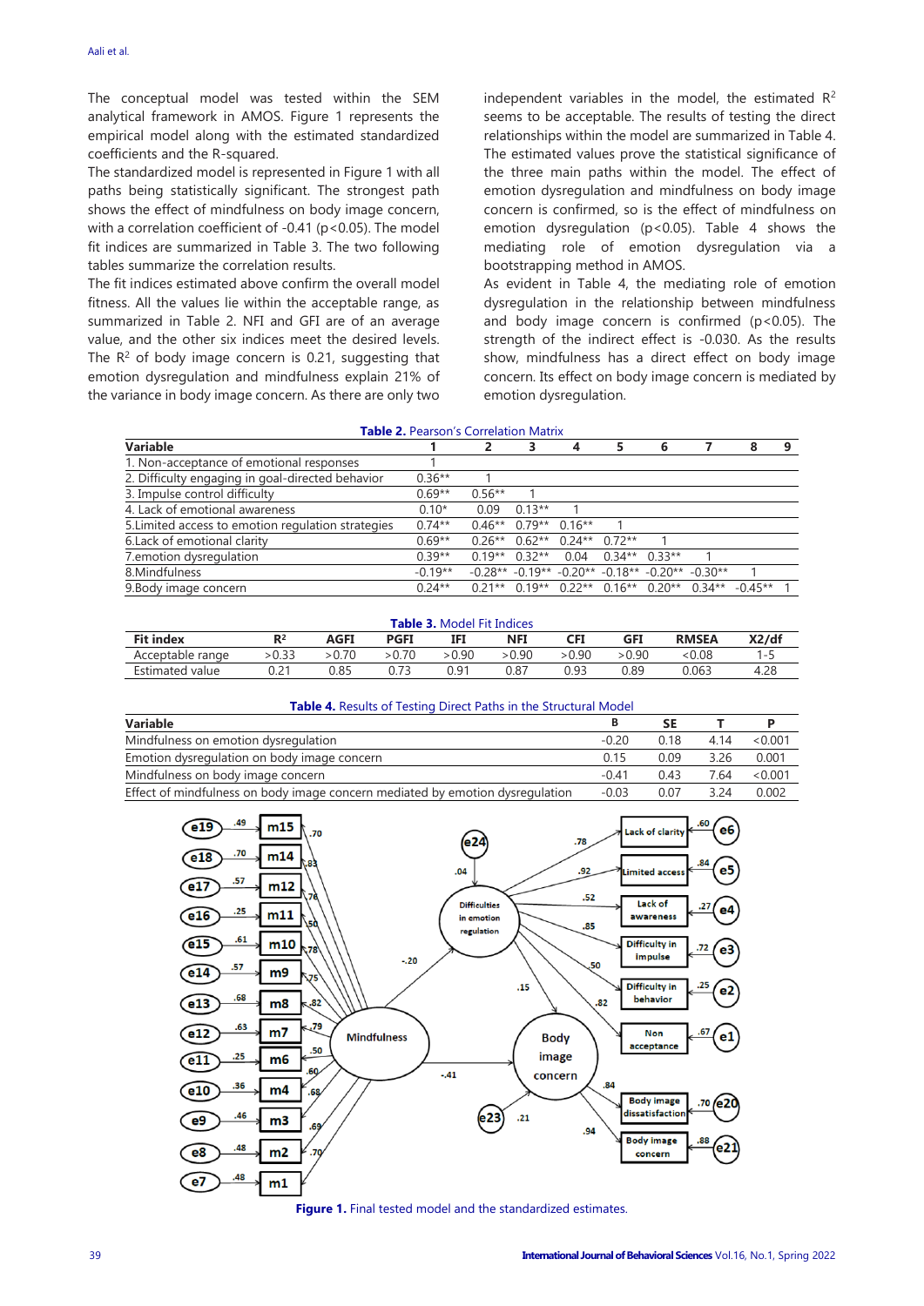The conceptual model was tested within the SEM analytical framework in AMOS. Figure 1 represents the empirical model along with the estimated standardized coefficients and the R-squared.

The standardized model is represented in Figure 1 with all paths being statistically significant. The strongest path shows the effect of mindfulness on body image concern, with a correlation coefficient of -0.41 ($p<0.05$). The model fit indices are summarized in Table 3. The two following tables summarize the correlation results.

The fit indices estimated above confirm the overall model fitness. All the values lie within the acceptable range, as summarized in Table 2. NFI and GFI are of an average value, and the other six indices meet the desired levels. The $R^2$ of body image concern is 0.21, suggesting that emotion dysregulation and mindfulness explain 21% of the variance in body image concern. As there are only two independent variables in the model, the estimated $R^2$ seems to be acceptable. The results of testing the direct relationships within the model are summarized in Table 4. The estimated values prove the statistical significance of the three main paths within the model. The effect of emotion dysregulation and mindfulness on body image concern is confirmed, so is the effect of mindfulness on emotion dysregulation ($p<0.05$). Table 4 shows the mediating role of emotion dysregulation via a bootstrapping method in AMOS.

As evident in Table 4, the mediating role of emotion dysregulation in the relationship between mindfulness and body image concern is confirmed ($p<0.05$). The strength of the indirect effect is -0.030. As the results show, mindfulness has a direct effect on body image concern. Its effect on body image concern is mediated by emotion dysregulation.

**Table 2.** Pearson's Correlation Matrix

| Variable | 1 | 2 | 3 | 4 | 5 | 6 | 7 | 8 | 9 |
|---|---|---|---|---|---|---|---|---|---|
| 1. Non-acceptance of emotional responses | 1 | | | | | | | | |
| 2. Difficulty engaging in goal-directed behavior | 0.36** | 1 | | | | | | | |
| 3. Impulse control difficulty | 0.69** | 0.56** | 1 | | | | | | |
| 4. Lack of emotional awareness | 0.10* | 0.09 | 0.13** | 1 | | | | | |
| 5.Limited access to emotion regulation strategies | 0.74** | 0.46** | 0.79** | 0.16** | 1 | | | | |
| 6.Lack of emotional clarity | 0.69** | 0.26** | 0.62** | 0.24** | 0.72** | 1 | | | |
| 7.emotion dysregulation | 0.39** | 0.19** | 0.32** | 0.04 | 0.34** | 0.33** | 1 | | |
| 8.Mindfulness | -0.19** | -0.28** | -0.19** | -0.20** | -0.18** | -0.20** | -0.30** | 1 | |
| 9.Body image concern | 0.24** | 0.21** | 0.19** | 0.22** | 0.16** | 0.20** | 0.34** | -0.45** | 1 |

**Table 3.** Model Fit Indices

| Fit index | $R^2$ | AGFI | PGFI | IFI | NFI | CFI | GFI | RMSEA | X2/df |
|---|---|---|---|---|---|---|---|---|---|
| Acceptable range | >0.33 | >0.70 | >0.70 | >0.90 | >0.90 | >0.90 | >0.90 | <0.08 | 1-5 |
| Estimated value | 0.21 | 0.85 | 0.73 | 0.91 | 0.87 | 0.93 | 0.89 | 0.063 | 4.28 |

**Table 4.** Results of Testing Direct Paths in the Structural Model

| Variable | B | SE | T | P |
|---|---|---|---|---|
| Mindfulness on emotion dysregulation | -0.20 | 0.18 | 4.14 | <0.001 |
| Emotion dysregulation on body image concern | 0.15 | 0.09 | 3.26 | 0.001 |
| Mindfulness on body image concern | -0.41 | 0.43 | 7.64 | <0.001 |
| Effect of mindfulness on body image concern mediated by emotion dysregulation | -0.03 | 0.07 | 3.24 | 0.002 |

**Figure 1.** Final tested model and the standardized estimates.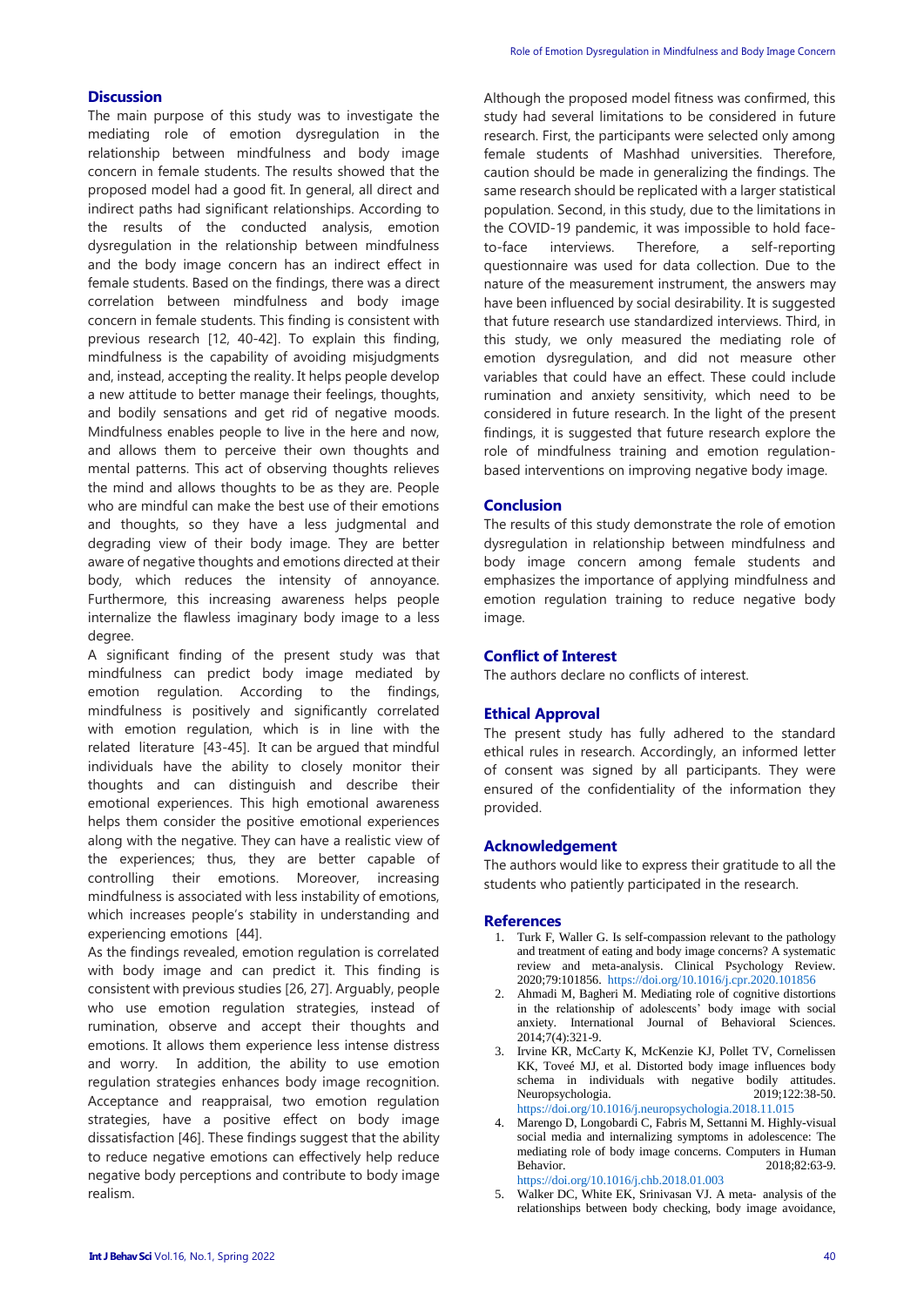## Discussion

The main purpose of this study was to investigate the mediating role of emotion dysregulation in the relationship between mindfulness and body image concern in female students. The results showed that the proposed model had a good fit. In general, all direct and indirect paths had significant relationships. According to the results of the conducted analysis, emotion dysregulation in the relationship between mindfulness and the body image concern has an indirect effect in female students. Based on the findings, there was a direct correlation between mindfulness and body image concern in female students. This finding is consistent with previous research [12, 40-42]. To explain this finding, mindfulness is the capability of avoiding misjudgments and, instead, accepting the reality. It helps people develop a new attitude to better manage their feelings, thoughts, and bodily sensations and get rid of negative moods. Mindfulness enables people to live in the here and now, and allows them to perceive their own thoughts and mental patterns. This act of observing thoughts relieves the mind and allows thoughts to be as they are. People who are mindful can make the best use of their emotions and thoughts, so they have a less judgmental and degrading view of their body image. They are better aware of negative thoughts and emotions directed at their body, which reduces the intensity of annoyance. Furthermore, this increasing awareness helps people internalize the flawless imaginary body image to a less degree.

A significant finding of the present study was that mindfulness can predict body image mediated by emotion regulation. According to the findings, mindfulness is positively and significantly correlated with emotion regulation, which is in line with the related literature [43-45]. It can be argued that mindful individuals have the ability to closely monitor their thoughts and can distinguish and describe their emotional experiences. This high emotional awareness helps them consider the positive emotional experiences along with the negative. They can have a realistic view of the experiences; thus, they are better capable of controlling their emotions. Moreover, increasing mindfulness is associated with less instability of emotions, which increases people's stability in understanding and experiencing emotions [44].

As the findings revealed, emotion regulation is correlated with body image and can predict it. This finding is consistent with previous studies [26, 27]. Arguably, people who use emotion regulation strategies, instead of rumination, observe and accept their thoughts and emotions. It allows them experience less intense distress and worry. In addition, the ability to use emotion regulation strategies enhances body image recognition. Acceptance and reappraisal, two emotion regulation strategies, have a positive effect on body image dissatisfaction [46]. These findings suggest that the ability to reduce negative emotions can effectively help reduce negative body perceptions and contribute to body image realism.

Although the proposed model fitness was confirmed, this study had several limitations to be considered in future research. First, the participants were selected only among female students of Mashhad universities. Therefore, caution should be made in generalizing the findings. The same research should be replicated with a larger statistical population. Second, in this study, due to the limitations in the COVID-19 pandemic, it was impossible to hold face-to-face interviews. Therefore, a self-reporting questionnaire was used for data collection. Due to the nature of the measurement instrument, the answers may have been influenced by social desirability. It is suggested that future research use standardized interviews. Third, in this study, we only measured the mediating role of emotion dysregulation, and did not measure other variables that could have an effect. These could include rumination and anxiety sensitivity, which need to be considered in future research. In the light of the present findings, it is suggested that future research explore the role of mindfulness training and emotion regulation-based interventions on improving negative body image.

## Conclusion

The results of this study demonstrate the role of emotion dysregulation in relationship between mindfulness and body image concern among female students and emphasizes the importance of applying mindfulness and emotion regulation training to reduce negative body image.

## Conflict of Interest

The authors declare no conflicts of interest.

## Ethical Approval

The present study has fully adhered to the standard ethical rules in research. Accordingly, an informed letter of consent was signed by all participants. They were ensured of the confidentiality of the information they provided.

## Acknowledgement

The authors would like to express their gratitude to all the students who patiently participated in the research.

## References

1. Turk F, Waller G. Is self-compassion relevant to the pathology and treatment of eating and body image concerns? A systematic review and meta-analysis. Clinical Psychology Review. 2020;79:101856. https://doi.org/10.1016/j.cpr.2020.101856
2. Ahmadi M, Bagheri M. Mediating role of cognitive distortions in the relationship of adolescents' body image with social anxiety. International Journal of Behavioral Sciences. 2014;7(4):321-9.
3. Irvine KR, McCarty K, McKenzie KJ, Pollet TV, Cornelissen KK, Toveé MJ, et al. Distorted body image influences body schema in individuals with negative bodily attitudes. Neuropsychologia. 2019;122:38-50. https://doi.org/10.1016/j.neuropsychologia.2018.11.015
4. Marengo D, Longobardi C, Fabris M, Settanni M. Highly-visual social media and internalizing symptoms in adolescence: The mediating role of body image concerns. Computers in Human Behavior. 2018;82:63-9. https://doi.org/10.1016/j.chb.2018.01.003
5. Walker DC, White EK, Srinivasan VJ. A meta- analysis of the relationships between body checking, body image avoidance,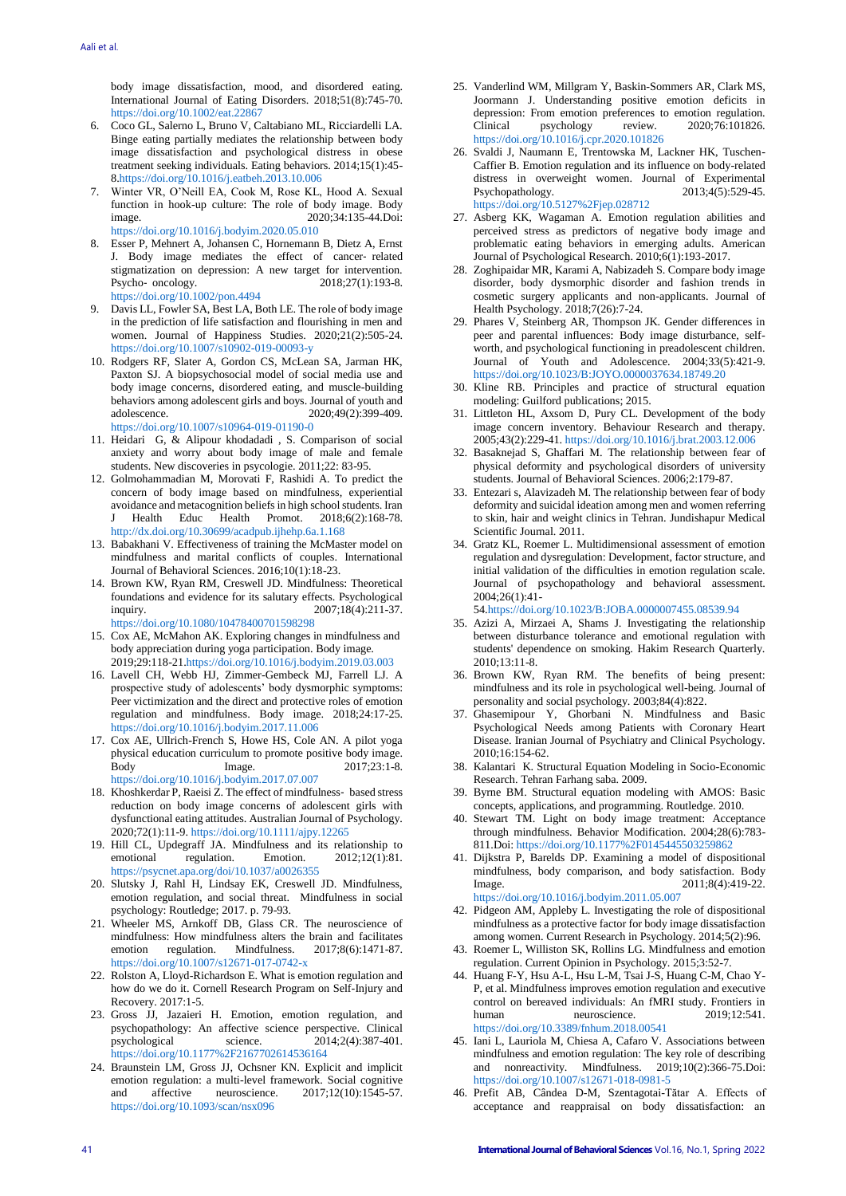body image dissatisfaction, mood, and disordered eating. International Journal of Eating Disorders. 2018;51(8):745-70. https://doi.org/10.1002/eat.22867

6. Coco GL, Salerno L, Bruno V, Caltabiano ML, Ricciardelli LA. Binge eating partially mediates the relationship between body image dissatisfaction and psychological distress in obese treatment seeking individuals. Eating behaviors. 2014;15(1):45-8.https://doi.org/10.1016/j.eatbeh.2013.10.006
7. Winter VR, O'Neill EA, Cook M, Rose KL, Hood A. Sexual function in hook-up culture: The role of body image. Body image. 2020;34:135-44.Doi: https://doi.org/10.1016/j.bodyim.2020.05.010
8. Esser P, Mehnert A, Johansen C, Hornemann B, Dietz A, Ernst J. Body image mediates the effect of cancer- related stigmatization on depression: A new target for intervention. Psycho- oncology. 2018;27(1):193-8. https://doi.org/10.1002/pon.4494
9. Davis LL, Fowler SA, Best LA, Both LE. The role of body image in the prediction of life satisfaction and flourishing in men and women. Journal of Happiness Studies. 2020;21(2):505-24. https://doi.org/10.1007/s10902-019-00093-y
10. Rodgers RF, Slater A, Gordon CS, McLean SA, Jarman HK, Paxton SJ. A biopsychosocial model of social media use and body image concerns, disordered eating, and muscle-building behaviors among adolescent girls and boys. Journal of youth and adolescence. 2020;49(2):399-409. https://doi.org/10.1007/s10964-019-01190-0
11. Heidari G, & Alipour khodadadi , S. Comparison of social anxiety and worry about body image of male and female students. New discoveries in psycologie. 2011;22: 83-95.
12. Golmohammadian M, Morovati F, Rashidi A. To predict the concern of body image based on mindfulness, experiential avoidance and metacognition beliefs in high school students. Iran J Health Educ Health Promot. 2018;6(2):168-78. http://dx.doi.org/10.30699/acadpub.ijhehp.6a.1.168
13. Babakhani V. Effectiveness of training the McMaster model on mindfulness and marital conflicts of couples. International Journal of Behavioral Sciences. 2016;10(1):18-23.
14. Brown KW, Ryan RM, Creswell JD. Mindfulness: Theoretical foundations and evidence for its salutary effects. Psychological inquiry. 2007;18(4):211-37. https://doi.org/10.1080/10478400701598298
15. Cox AE, McMahon AK. Exploring changes in mindfulness and body appreciation during yoga participation. Body image. 2019;29:118-21.https://doi.org/10.1016/j.bodyim.2019.03.003
16. Lavell CH, Webb HJ, Zimmer-Gembeck MJ, Farrell LJ. A prospective study of adolescents' body dysmorphic symptoms: Peer victimization and the direct and protective roles of emotion regulation and mindfulness. Body image. 2018;24:17-25. https://doi.org/10.1016/j.bodyim.2017.11.006
17. Cox AE, Ullrich-French S, Howe HS, Cole AN. A pilot yoga physical education curriculum to promote positive body image. Body Image. 2017;23:1-8. https://doi.org/10.1016/j.bodyim.2017.07.007
18. Khoshkerdar P, Raeisi Z. The effect of mindfulness- based stress reduction on body image concerns of adolescent girls with dysfunctional eating attitudes. Australian Journal of Psychology. 2020;72(1):11-9. https://doi.org/10.1111/ajpy.12265
19. Hill CL, Updegraff JA. Mindfulness and its relationship to emotional regulation. Emotion. 2012;12(1):81. https://psycnet.apa.org/doi/10.1037/a0026355
20. Slutsky J, Rahl H, Lindsay EK, Creswell JD. Mindfulness, emotion regulation, and social threat. Mindfulness in social psychology: Routledge; 2017. p. 79-93.
21. Wheeler MS, Arnkoff DB, Glass CR. The neuroscience of mindfulness: How mindfulness alters the brain and facilitates emotion regulation. Mindfulness. 2017;8(6):1471-87. https://doi.org/10.1007/s12671-017-0742-x
22. Rolston A, Lloyd-Richardson E. What is emotion regulation and how do we do it. Cornell Research Program on Self-Injury and Recovery. 2017:1-5.
23. Gross JJ, Jazaieri H. Emotion, emotion regulation, and psychopathology: An affective science perspective. Clinical psychological science. 2014;2(4):387-401. https://doi.org/10.1177%2F2167702614536164
24. Braunstein LM, Gross JJ, Ochsner KN. Explicit and implicit emotion regulation: a multi-level framework. Social cognitive and affective neuroscience. 2017;12(10):1545-57. https://doi.org/10.1093/scan/nsx096
25. Vanderlind WM, Millgram Y, Baskin-Sommers AR, Clark MS, Joormann J. Understanding positive emotion deficits in depression: From emotion preferences to emotion regulation. Clinical psychology review. 2020;76:101826. https://doi.org/10.1016/j.cpr.2020.101826
26. Svaldi J, Naumann E, Trentowska M, Lackner HK, Tuschen-Caffier B. Emotion regulation and its influence on body-related distress in overweight women. Journal of Experimental Psychopathology. 2013;4(5):529-45. https://doi.org/10.5127%2Fjep.028712
27. Asberg KK, Wagaman A. Emotion regulation abilities and perceived stress as predictors of negative body image and problematic eating behaviors in emerging adults. American Journal of Psychological Research. 2010;6(1):193-2017.
28. Zoghipaidar MR, Karami A, Nabizadeh S. Compare body image disorder, body dysmorphic disorder and fashion trends in cosmetic surgery applicants and non-applicants. Journal of Health Psychology. 2018;7(26):7-24.
29. Phares V, Steinberg AR, Thompson JK. Gender differences in peer and parental influences: Body image disturbance, self-worth, and psychological functioning in preadolescent children. Journal of Youth and Adolescence. 2004;33(5):421-9. https://doi.org/10.1023/B:JOYO.0000037634.18749.20
30. Kline RB. Principles and practice of structural equation modeling: Guilford publications; 2015.
31. Littleton HL, Axsom D, Pury CL. Development of the body image concern inventory. Behaviour Research and therapy. 2005;43(2):229-41. https://doi.org/10.1016/j.brat.2003.12.006
32. Basaknejad S, Ghaffari M. The relationship between fear of physical deformity and psychological disorders of university students. Journal of Behavioral Sciences. 2006;2:179-87.
33. Entezari s, Alavizadeh M. The relationship between fear of body deformity and suicidal ideation among men and women referring to skin, hair and weight clinics in Tehran. Jundishapur Medical Scientific Journal. 2011.
34. Gratz KL, Roemer L. Multidimensional assessment of emotion regulation and dysregulation: Development, factor structure, and initial validation of the difficulties in emotion regulation scale. Journal of psychopathology and behavioral assessment. 2004;26(1):41-54.https://doi.org/10.1023/B:JOBA.0000007455.08539.94
35. Azizi A, Mirzaei A, Shams J. Investigating the relationship between disturbance tolerance and emotional regulation with students' dependence on smoking. Hakim Research Quarterly. 2010;13:11-8.
36. Brown KW, Ryan RM. The benefits of being present: mindfulness and its role in psychological well-being. Journal of personality and social psychology. 2003;84(4):822.
37. Ghasemipour Y, Ghorbani N. Mindfulness and Basic Psychological Needs among Patients with Coronary Heart Disease. Iranian Journal of Psychiatry and Clinical Psychology. 2010;16:154-62.
38. Kalantari K. Structural Equation Modeling in Socio-Economic Research. Tehran Farhang saba. 2009.
39. Byrne BM. Structural equation modeling with AMOS: Basic concepts, applications, and programming. Routledge. 2010.
40. Stewart TM. Light on body image treatment: Acceptance through mindfulness. Behavior Modification. 2004;28(6):783-811.Doi: https://doi.org/10.1177%2F0145445503259862
41. Dijkstra P, Barelds DP. Examining a model of dispositional mindfulness, body comparison, and body satisfaction. Body Image. 2011;8(4):419-22. https://doi.org/10.1016/j.bodyim.2011.05.007
42. Pidgeon AM, Appleby L. Investigating the role of dispositional mindfulness as a protective factor for body image dissatisfaction among women. Current Research in Psychology. 2014;5(2):96.
43. Roemer L, Williston SK, Rollins LG. Mindfulness and emotion regulation. Current Opinion in Psychology. 2015;3:52-7.
44. Huang F-Y, Hsu A-L, Hsu L-M, Tsai J-S, Huang C-M, Chao Y-P, et al. Mindfulness improves emotion regulation and executive control on bereaved individuals: An fMRI study. Frontiers in human neuroscience. 2019;12:541. https://doi.org/10.3389/fnhum.2018.00541
45. Iani L, Lauriola M, Chiesa A, Cafaro V. Associations between mindfulness and emotion regulation: The key role of describing and nonreactivity. Mindfulness. 2019;10(2):366-75.Doi: https://doi.org/10.1007/s12671-018-0981-5
46. Prefit AB, Cândea D-M, Szentagotai-Tătar A. Effects of acceptance and reappraisal on body dissatisfaction: an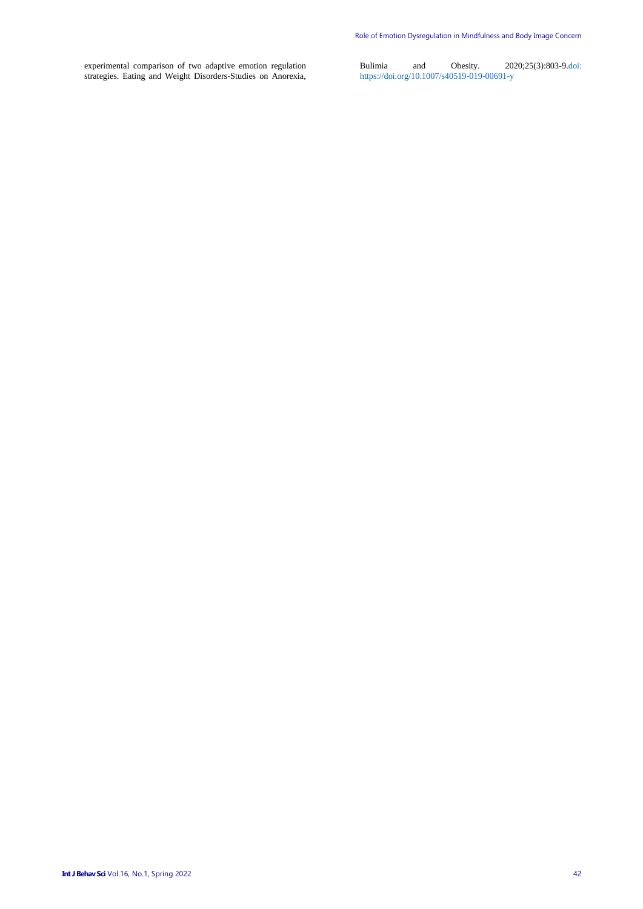experimental comparison of two adaptive emotion regulation strategies. Eating and Weight Disorders-Studies on Anorexia, Bulimia and Obesity. 2020;25(3):803-9.doi: https://doi.org/10.1007/s40519-019-00691-y